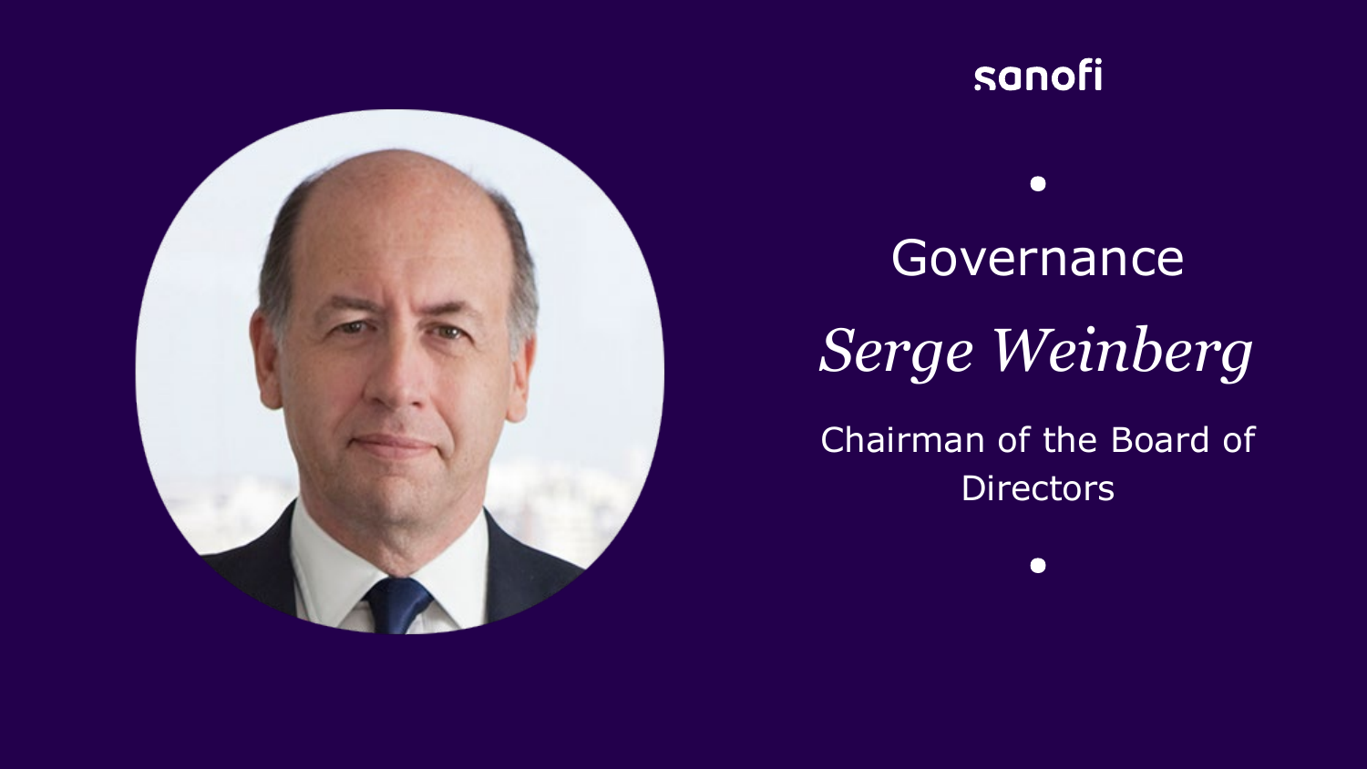sanofi

# Governance

## *Serge Weinberg*

Chairman of the Board of Directors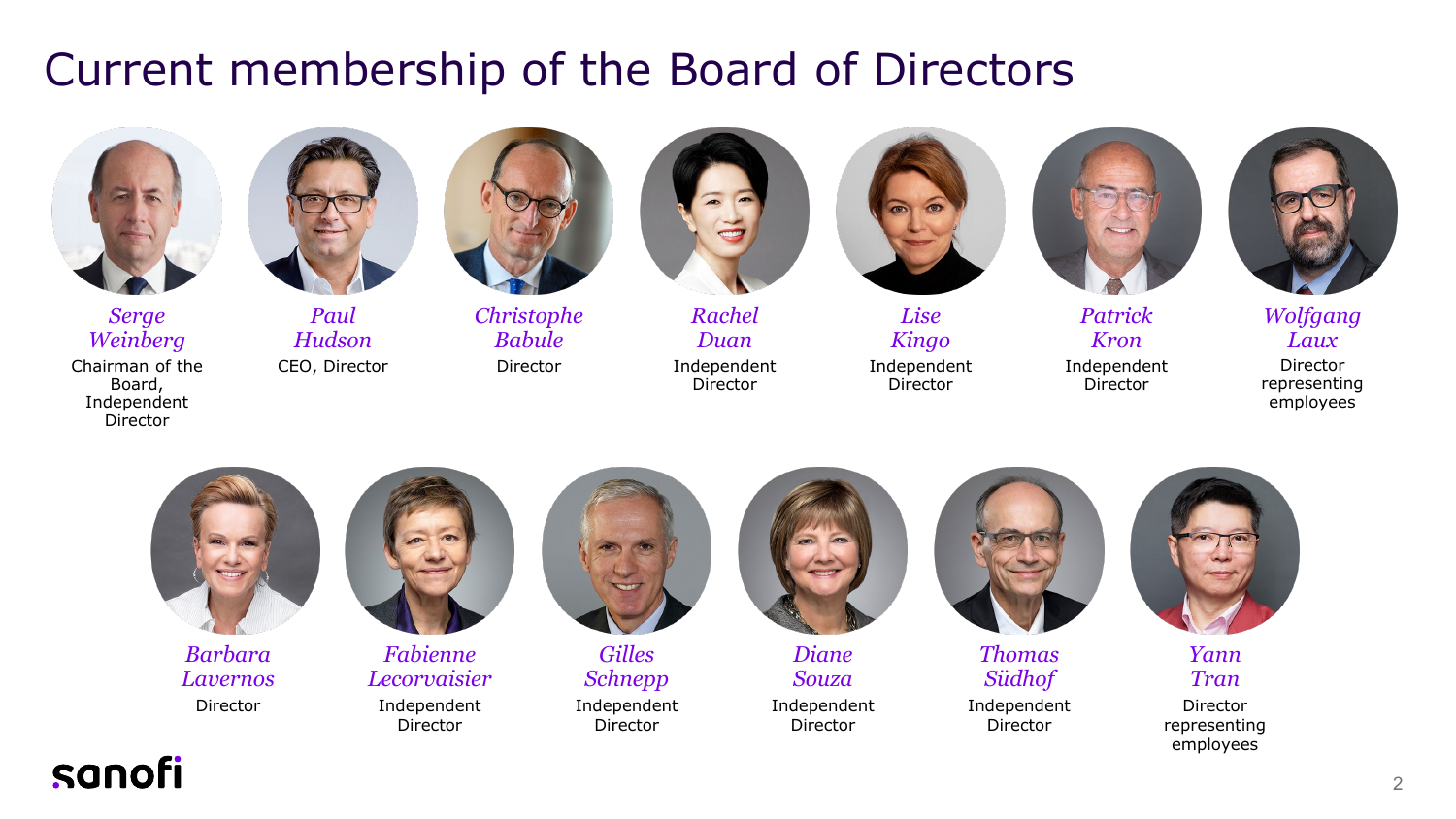# Current membership of the Board of Directors

*Serge Weinberg*
Chairman of the Board, Independent Director

*Paul Hudson*
CEO, Director

*Christophe Babule*
Director

*Rachel Duan*
Independent Director

*Lise Kingo*
Independent Director

*Patrick Kron*
Independent Director

*Wolfgang Laux*
Director representing employees

*Barbara Lavernos*
Director

*Fabienne Lecorvaisier*
Independent Director

*Gilles Schnepp*
Independent Director

*Diane Souza*
Independent Director

*Thomas Südhof*
Independent Director

*Yann Tran*
Director representing employees

sanofi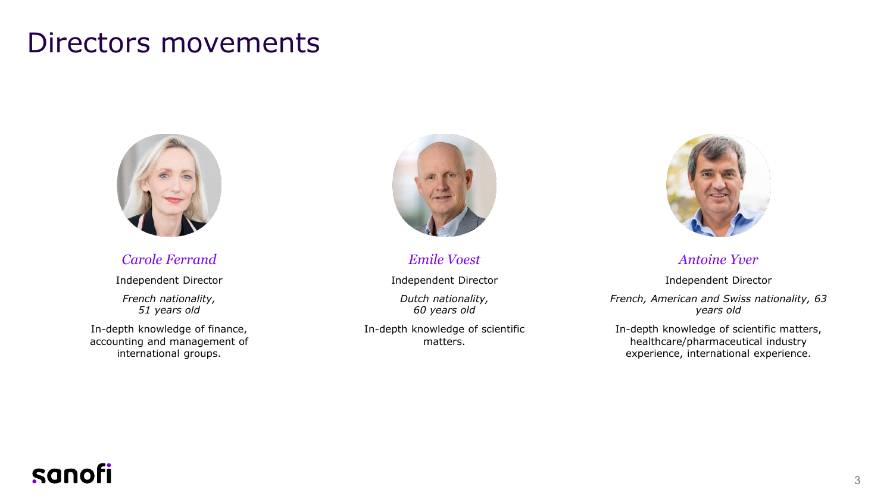# Directors movements

### *Carole Ferrand*

Independent Director

*French nationality, 51 years old*

In-depth knowledge of finance, accounting and management of international groups.

### *Emile Voest*

Independent Director

*Dutch nationality, 60 years old*

In-depth knowledge of scientific matters.

### *Antoine Yver*

Independent Director

*French, American and Swiss nationality, 63 years old*

In-depth knowledge of scientific matters, healthcare/pharmaceutical industry experience, international experience.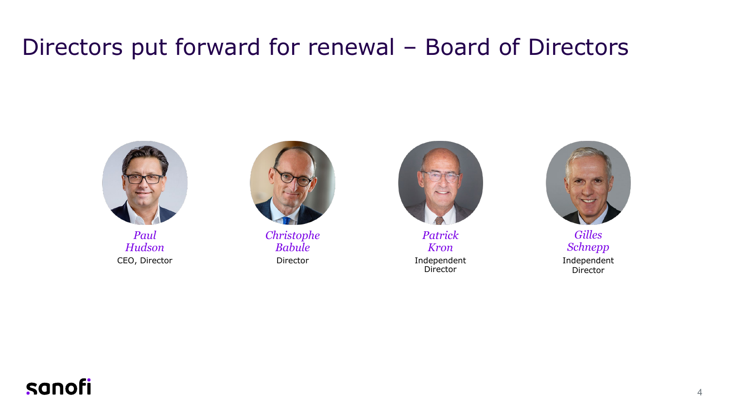# Directors put forward for renewal – Board of Directors

*Paul Hudson*
CEO, Director

*Christophe Babule*
Director

*Patrick Kron*
Independent Director

*Gilles Schnepp*
Independent Director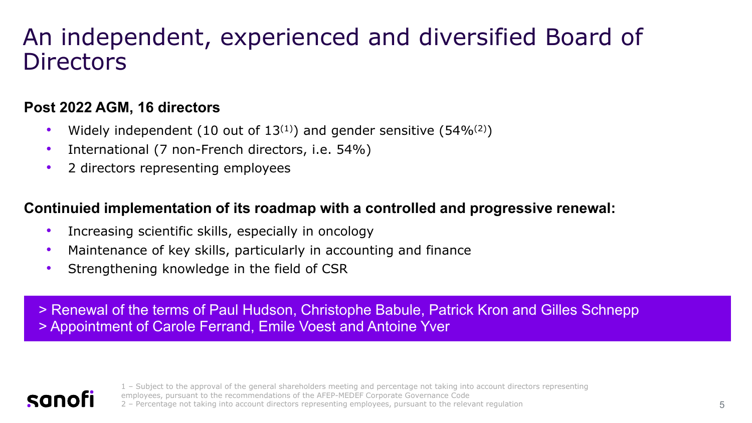# An independent, experienced and diversified Board of Directors

**Post 2022 AGM, 16 directors**

- Widely independent (10 out of 13[1]) and gender sensitive (54%[2])
- International (7 non-French directors, i.e. 54%)
- 2 directors representing employees

**Continuied implementation of its roadmap with a controlled and progressive renewal:**

- Increasing scientific skills, especially in oncology
- Maintenance of key skills, particularly in accounting and finance
- Strengthening knowledge in the field of CSR

> Renewal of the terms of Paul Hudson, Christophe Babule, Patrick Kron and Gilles Schnepp
> Appointment of Carole Ferrand, Emile Voest and Antoine Yver

1 – Subject to the approval of the general shareholders meeting and percentage not taking into account directors representing employees, pursuant to the recommendations of the AFEP-MEDEF Corporate Governance Code
2 – Percentage not taking into account directors representing employees, pursuant to the relevant regulation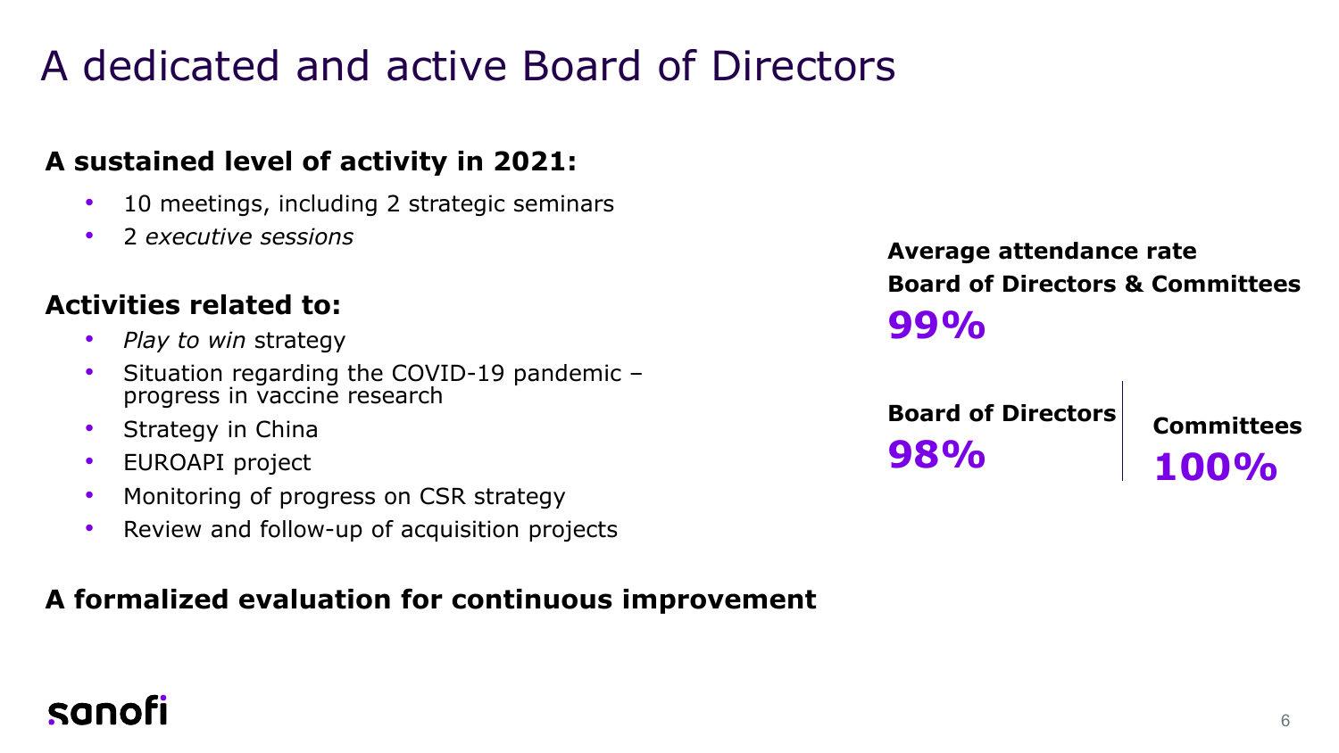# A dedicated and active Board of Directors

**A sustained level of activity in 2021:**

- 10 meetings, including 2 strategic seminars
- 2 *executive sessions*

**Activities related to:**

- *Play to win* strategy
- Situation regarding the COVID-19 pandemic – progress in vaccine research
- Strategy in China
- EUROAPI project
- Monitoring of progress on CSR strategy
- Review and follow-up of acquisition projects

**A formalized evaluation for continuous improvement**

**Average attendance rate Board of Directors & Committees**

**99%**

**Board of Directors**

**98%**

**Committees**

**100%**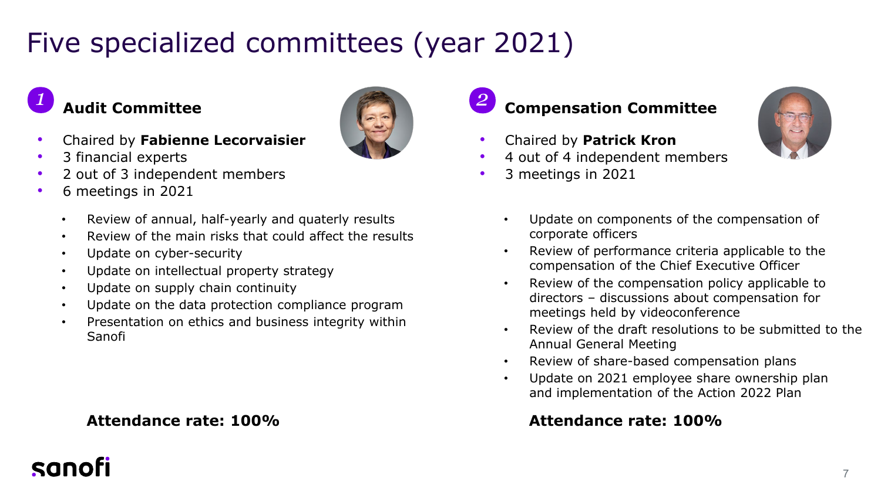# Five specialized committees (year 2021)

## 1 Audit Committee

- Chaired by **Fabienne Lecorvaisier**
- 3 financial experts
- 2 out of 3 independent members
- 6 meetings in 2021
  - Review of annual, half-yearly and quaterly results
  - Review of the main risks that could affect the results
  - Update on cyber-security
  - Update on intellectual property strategy
  - Update on supply chain continuity
  - Update on the data protection compliance program
  - Presentation on ethics and business integrity within Sanofi

**Attendance rate: 100%**

## 2 Compensation Committee

- Chaired by **Patrick Kron**
- 4 out of 4 independent members
- 3 meetings in 2021
  - Update on components of the compensation of corporate officers
  - Review of performance criteria applicable to the compensation of the Chief Executive Officer
  - Review of the compensation policy applicable to directors – discussions about compensation for meetings held by videoconference
  - Review of the draft resolutions to be submitted to the Annual General Meeting
  - Review of share-based compensation plans
  - Update on 2021 employee share ownership plan and implementation of the Action 2022 Plan

**Attendance rate: 100%**

sanofi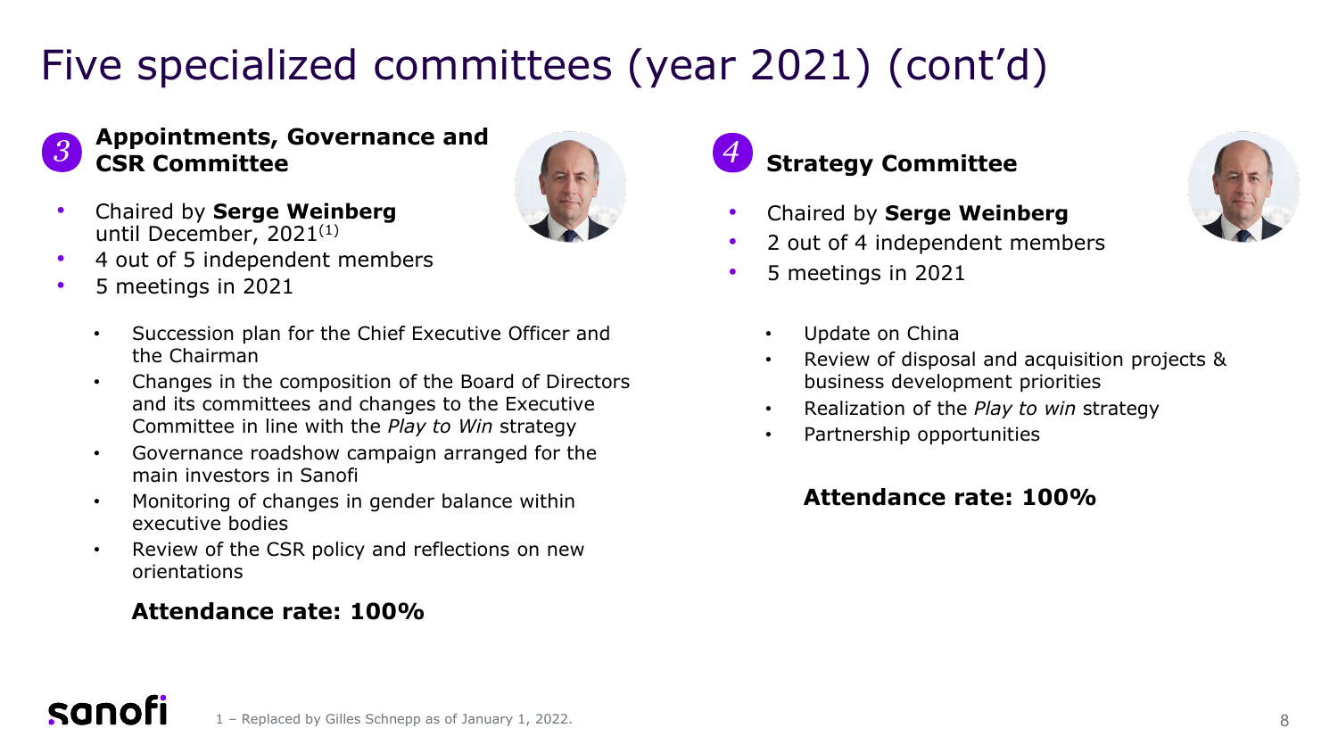# Five specialized committees (year 2021) (cont'd)

## 3 Appointments, Governance and CSR Committee

- Chaired by **Serge Weinberg** until December, 2021[(1)]
- 4 out of 5 independent members
- 5 meetings in 2021
  - Succession plan for the Chief Executive Officer and the Chairman
  - Changes in the composition of the Board of Directors and its committees and changes to the Executive Committee in line with the *Play to Win* strategy
  - Governance roadshow campaign arranged for the main investors in Sanofi
  - Monitoring of changes in gender balance within executive bodies
  - Review of the CSR policy and reflections on new orientations

**Attendance rate: 100%**

## 4 Strategy Committee

- Chaired by **Serge Weinberg**
- 2 out of 4 independent members
- 5 meetings in 2021
  - Update on China
  - Review of disposal and acquisition projects & business development priorities
  - Realization of the *Play to win* strategy
  - Partnership opportunities

**Attendance rate: 100%**

1 – Replaced by Gilles Schnepp as of January 1, 2022.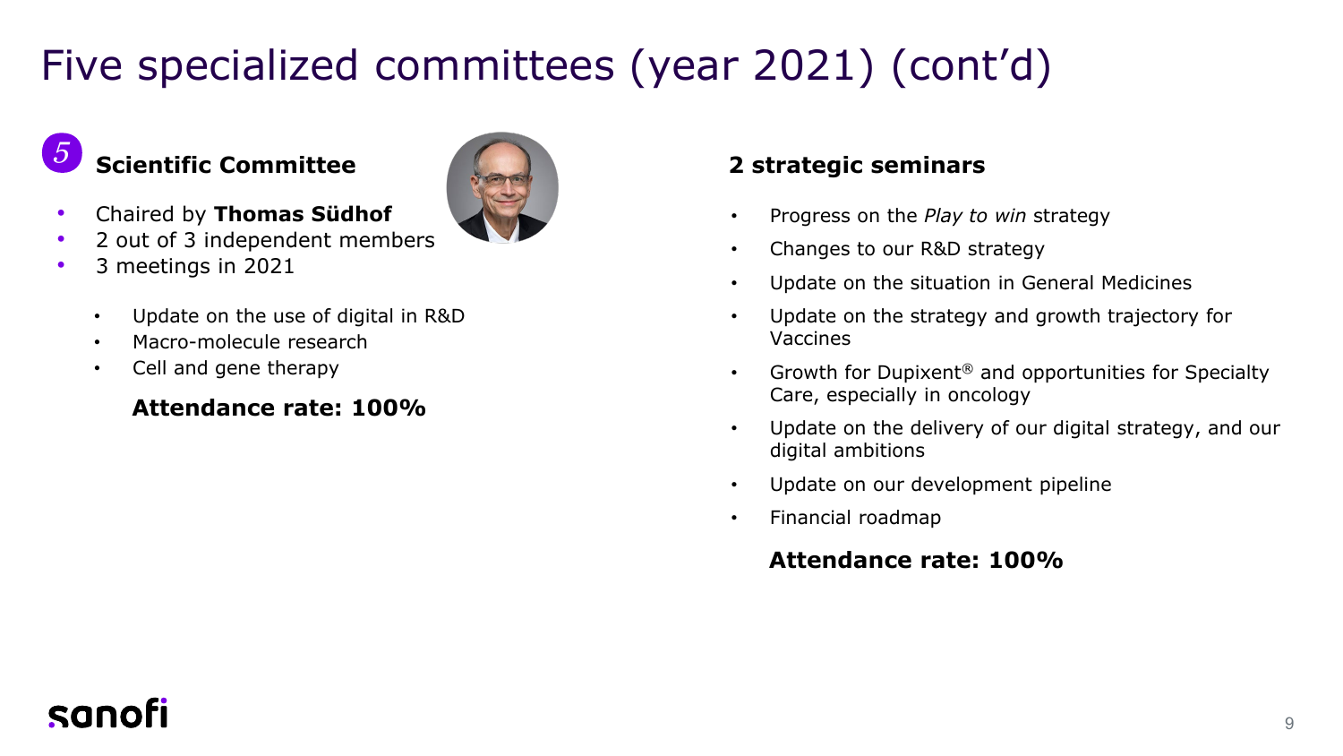# Five specialized committees (year 2021) (cont'd)

## 5 Scientific Committee

- Chaired by **Thomas Südhof**
- 2 out of 3 independent members
- 3 meetings in 2021
  - Update on the use of digital in R&D
  - Macro-molecule research
  - Cell and gene therapy

**Attendance rate: 100%**

## 2 strategic seminars

- Progress on the *Play to win* strategy
- Changes to our R&D strategy
- Update on the situation in General Medicines
- Update on the strategy and growth trajectory for Vaccines
- Growth for Dupixent® and opportunities for Specialty Care, especially in oncology
- Update on the delivery of our digital strategy, and our digital ambitions
- Update on our development pipeline
- Financial roadmap

**Attendance rate: 100%**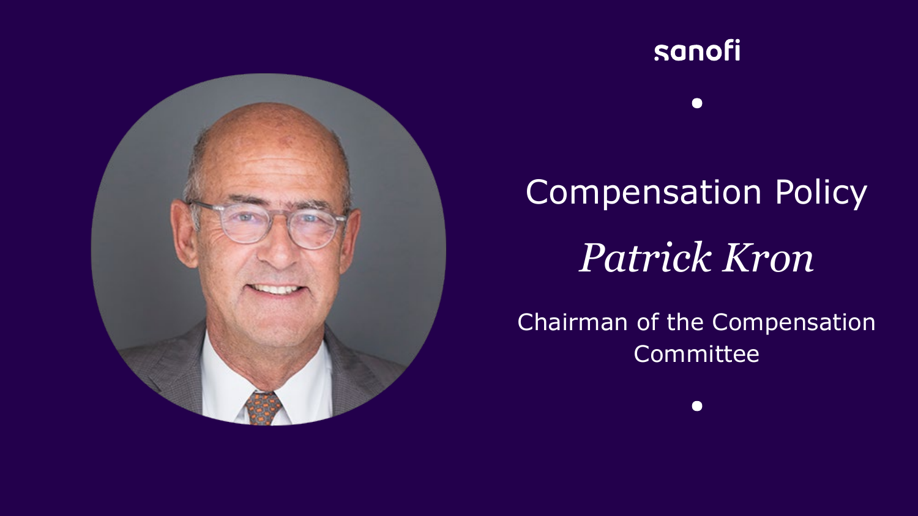sanofi

# Compensation Policy

*Patrick Kron*

Chairman of the Compensation Committee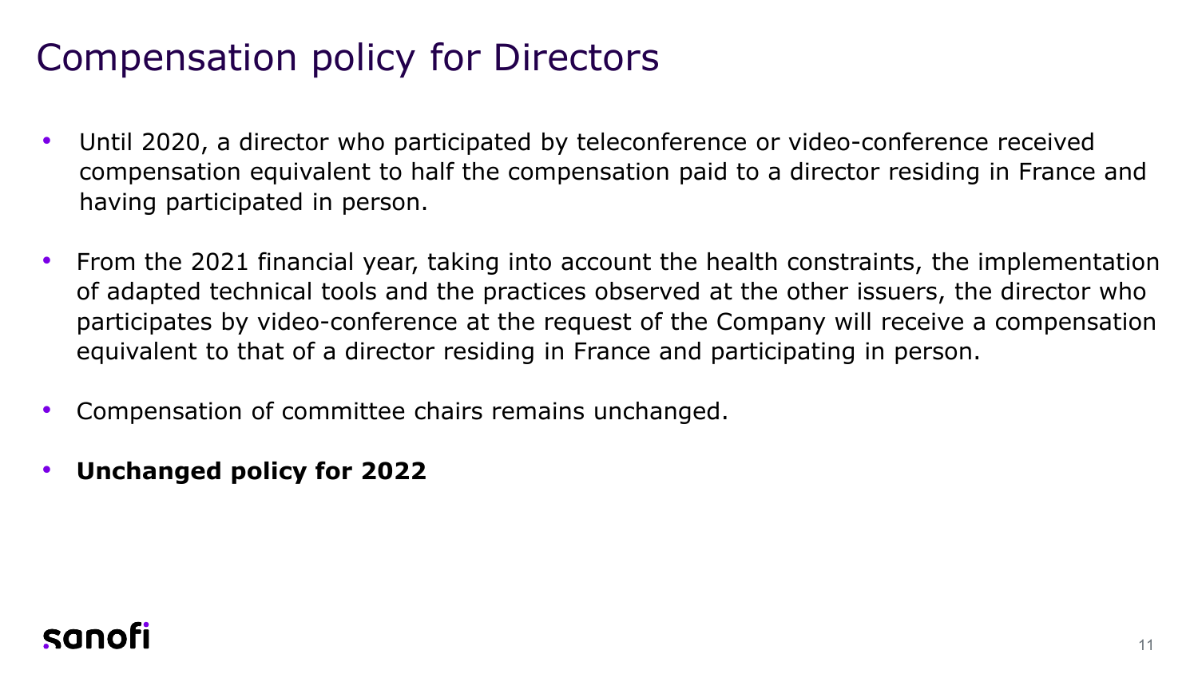# Compensation policy for Directors

- Until 2020, a director who participated by teleconference or video-conference received compensation equivalent to half the compensation paid to a director residing in France and having participated in person.
- From the 2021 financial year, taking into account the health constraints, the implementation of adapted technical tools and the practices observed at the other issuers, the director who participates by video-conference at the request of the Company will receive a compensation equivalent to that of a director residing in France and participating in person.
- Compensation of committee chairs remains unchanged.
- **Unchanged policy for 2022**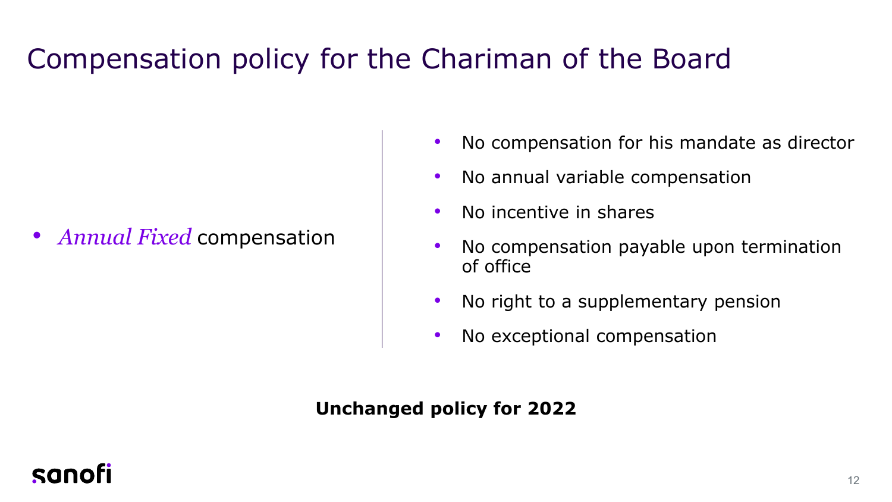# Compensation policy for the Chariman of the Board

- *Annual Fixed* compensation

- No compensation for his mandate as director
- No annual variable compensation
- No incentive in shares
- No compensation payable upon termination of office
- No right to a supplementary pension
- No exceptional compensation

**Unchanged policy for 2022**

sanofi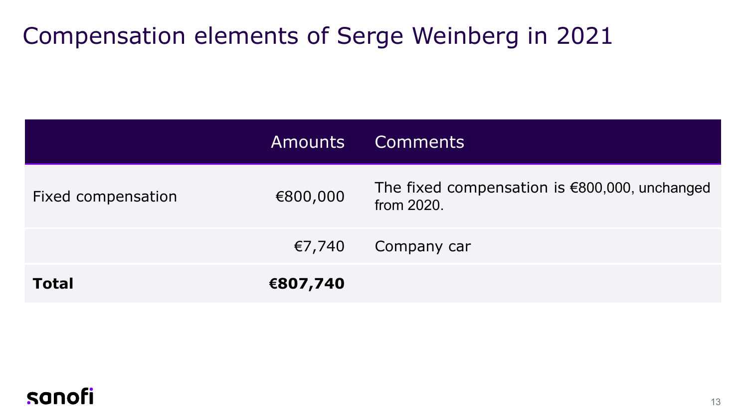# Compensation elements of Serge Weinberg in 2021

| | Amounts | Comments |
|---|---|---|
| Fixed compensation | €800,000 | The fixed compensation is €800,000, unchanged from 2020. |
| | €7,740 | Company car |
| **Total** | **€807,740** | |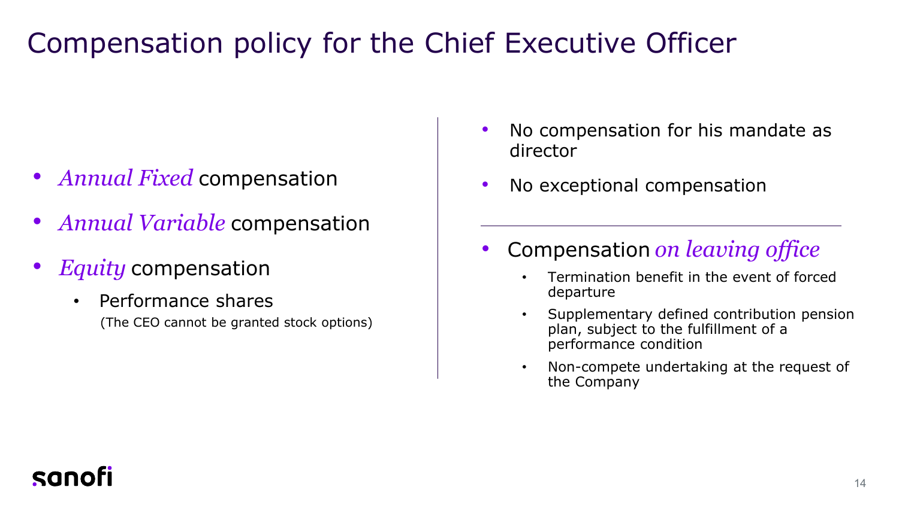# Compensation policy for the Chief Executive Officer

- *Annual Fixed* compensation
- *Annual Variable* compensation
- *Equity* compensation
  - Performance shares
    (The CEO cannot be granted stock options)

- No compensation for his mandate as director
- No exceptional compensation

---

- Compensation *on leaving office*
  - Termination benefit in the event of forced departure
  - Supplementary defined contribution pension plan, subject to the fulfillment of a performance condition
  - Non-compete undertaking at the request of the Company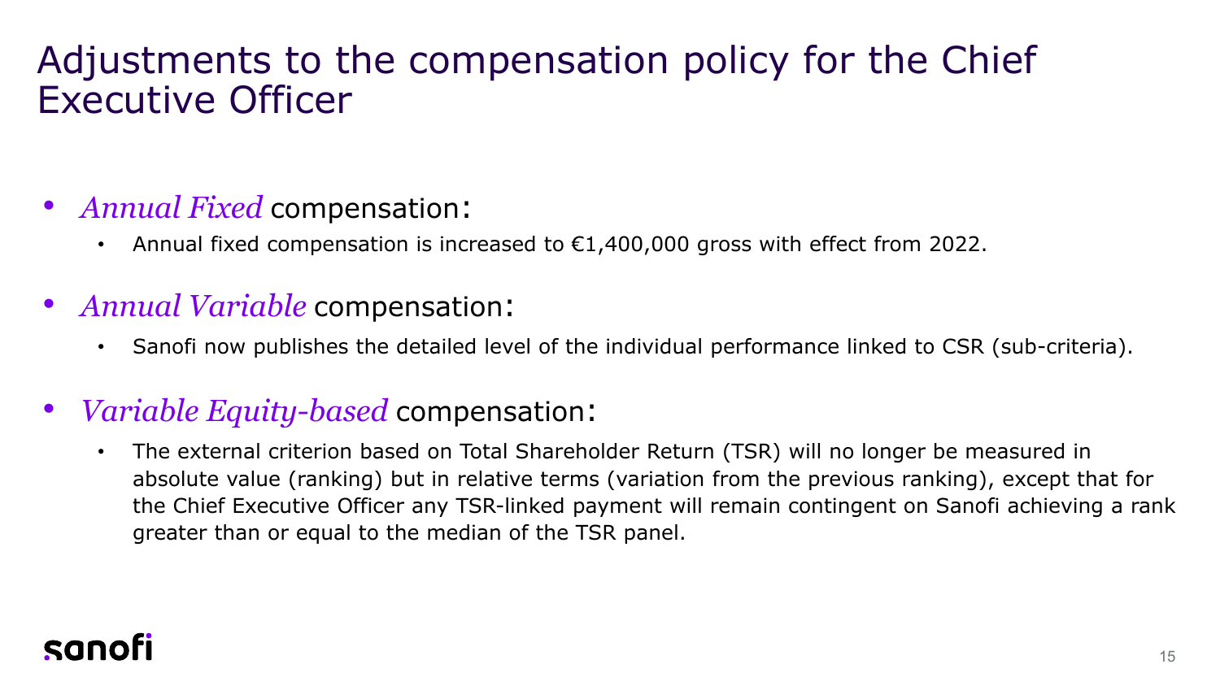# Adjustments to the compensation policy for the Chief Executive Officer

- *Annual Fixed* compensation:
  - Annual fixed compensation is increased to €1,400,000 gross with effect from 2022.
- *Annual Variable* compensation:
  - Sanofi now publishes the detailed level of the individual performance linked to CSR (sub-criteria).
- *Variable Equity-based* compensation:
  - The external criterion based on Total Shareholder Return (TSR) will no longer be measured in absolute value (ranking) but in relative terms (variation from the previous ranking), except that for the Chief Executive Officer any TSR-linked payment will remain contingent on Sanofi achieving a rank greater than or equal to the median of the TSR panel.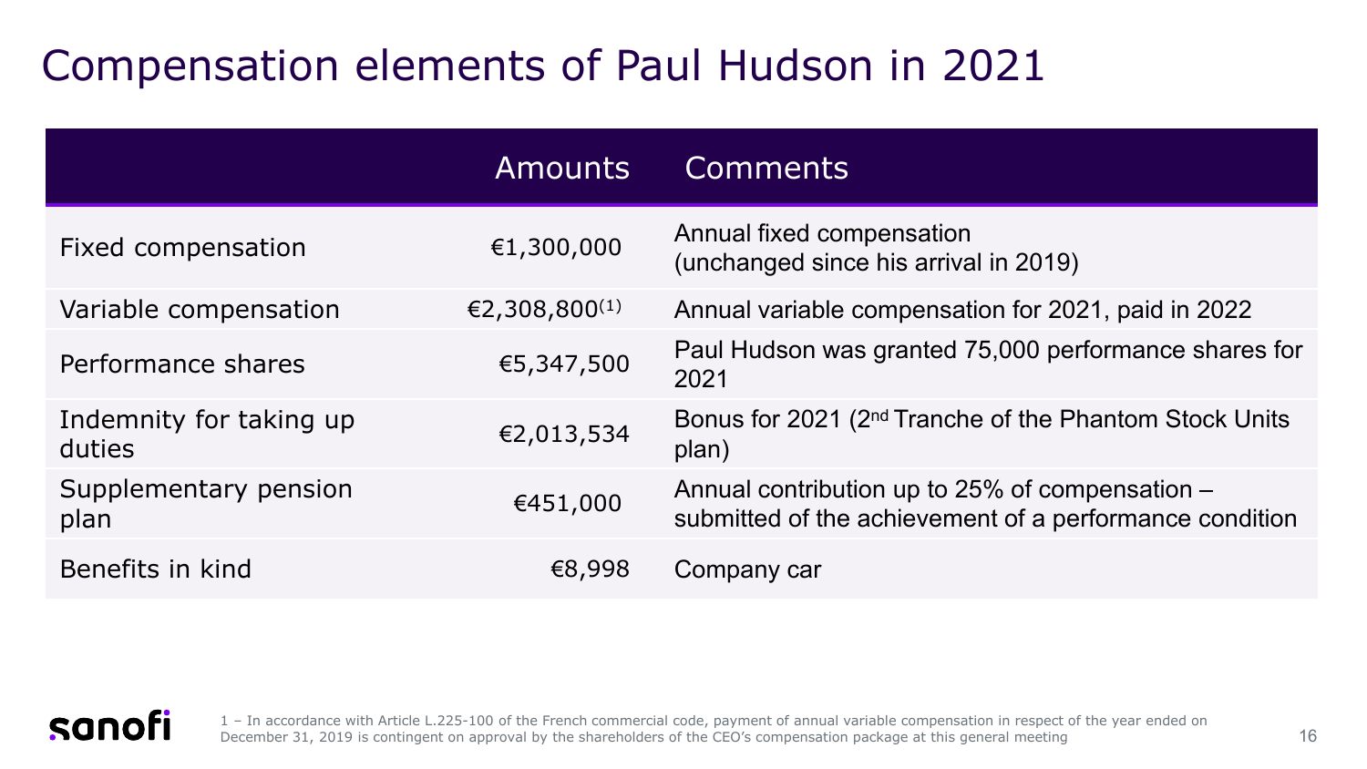# Compensation elements of Paul Hudson in 2021

| | Amounts | Comments |
|---|---|---|
| Fixed compensation | €1,300,000 | Annual fixed compensation (unchanged since his arrival in 2019) |
| Variable compensation | €2,308,800[1] | Annual variable compensation for 2021, paid in 2022 |
| Performance shares | €5,347,500 | Paul Hudson was granted 75,000 performance shares for 2021 |
| Indemnity for taking up duties | €2,013,534 | Bonus for 2021 (2nd Tranche of the Phantom Stock Units plan) |
| Supplementary pension plan | €451,000 | Annual contribution up to 25% of compensation – submitted of the achievement of a performance condition |
| Benefits in kind | €8,998 | Company car |

1 – In accordance with Article L.225-100 of the French commercial code, payment of annual variable compensation in respect of the year ended on December 31, 2019 is contingent on approval by the shareholders of the CEO's compensation package at this general meeting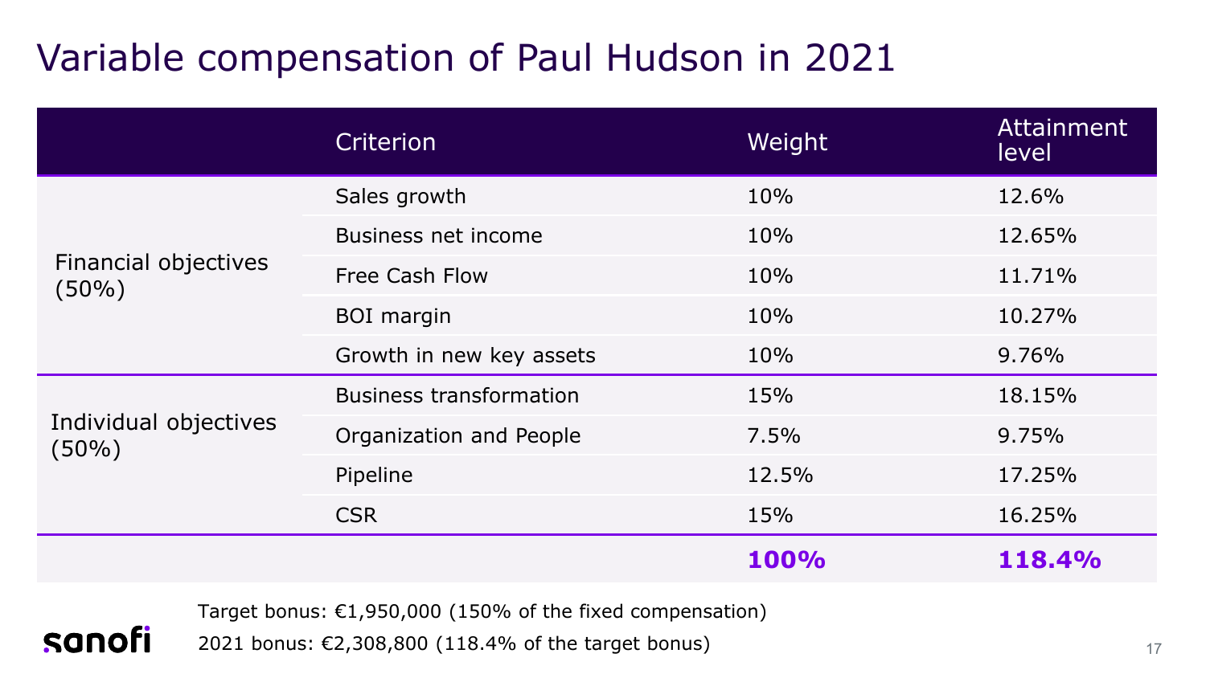# Variable compensation of Paul Hudson in 2021

| | Criterion | Weight | Attainment level |
|---|---|---|---|
| Financial objectives (50%) | Sales growth | 10% | 12.6% |
| | Business net income | 10% | 12.65% |
| | Free Cash Flow | 10% | 11.71% |
| | BOI margin | 10% | 10.27% |
| | Growth in new key assets | 10% | 9.76% |
| Individual objectives (50%) | Business transformation | 15% | 18.15% |
| | Organization and People | 7.5% | 9.75% |
| | Pipeline | 12.5% | 17.25% |
| | CSR | 15% | 16.25% |
| | | **100%** | **118.4%** |

Target bonus: €1,950,000 (150% of the fixed compensation)

2021 bonus: €2,308,800 (118.4% of the target bonus)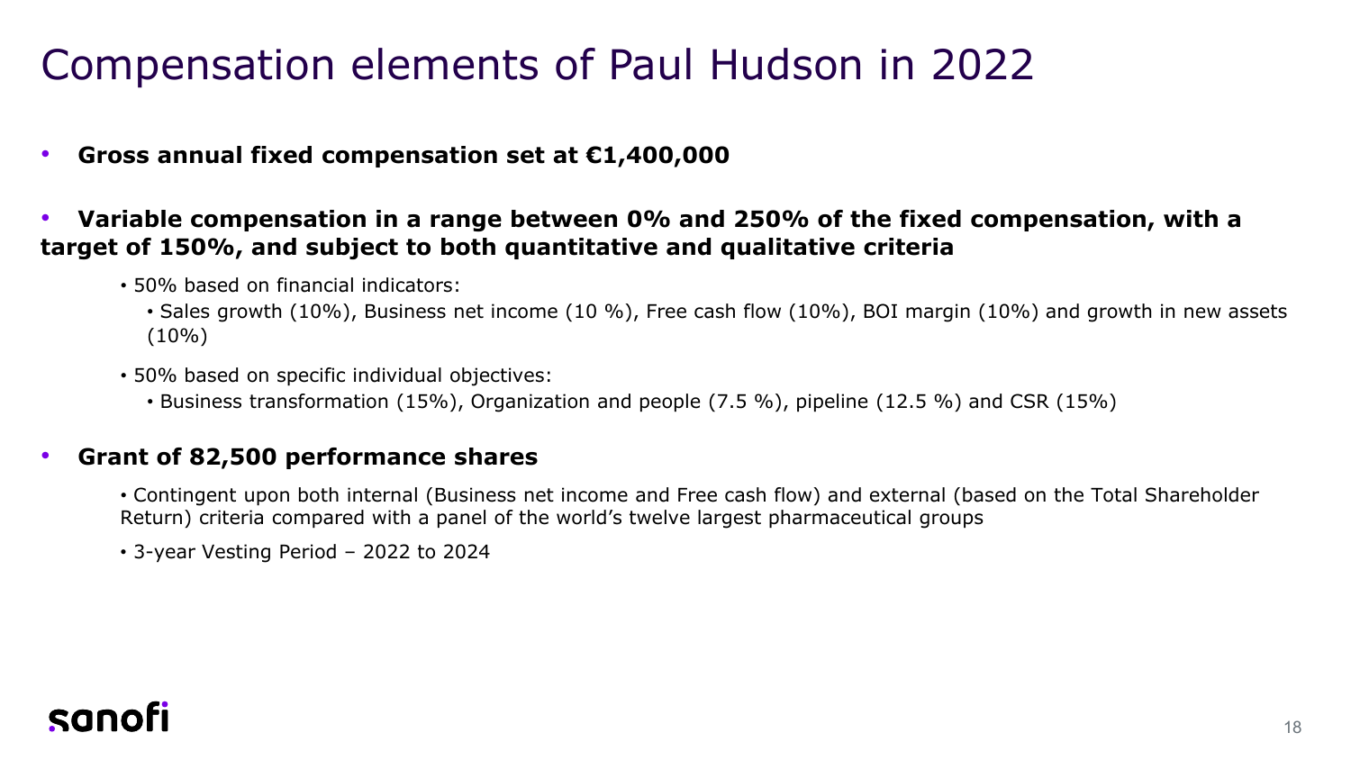# Compensation elements of Paul Hudson in 2022

- **Gross annual fixed compensation set at €1,400,000**

- **Variable compensation in a range between 0% and 250% of the fixed compensation, with a target of 150%, and subject to both quantitative and qualitative criteria**
  - 50% based on financial indicators:
    - Sales growth (10%), Business net income (10 %), Free cash flow (10%), BOI margin (10%) and growth in new assets (10%)
  - 50% based on specific individual objectives:
    - Business transformation (15%), Organization and people (7.5 %), pipeline (12.5 %) and CSR (15%)

- **Grant of 82,500 performance shares**
  - Contingent upon both internal (Business net income and Free cash flow) and external (based on the Total Shareholder Return) criteria compared with a panel of the world's twelve largest pharmaceutical groups
  - 3-year Vesting Period – 2022 to 2024

sanofi